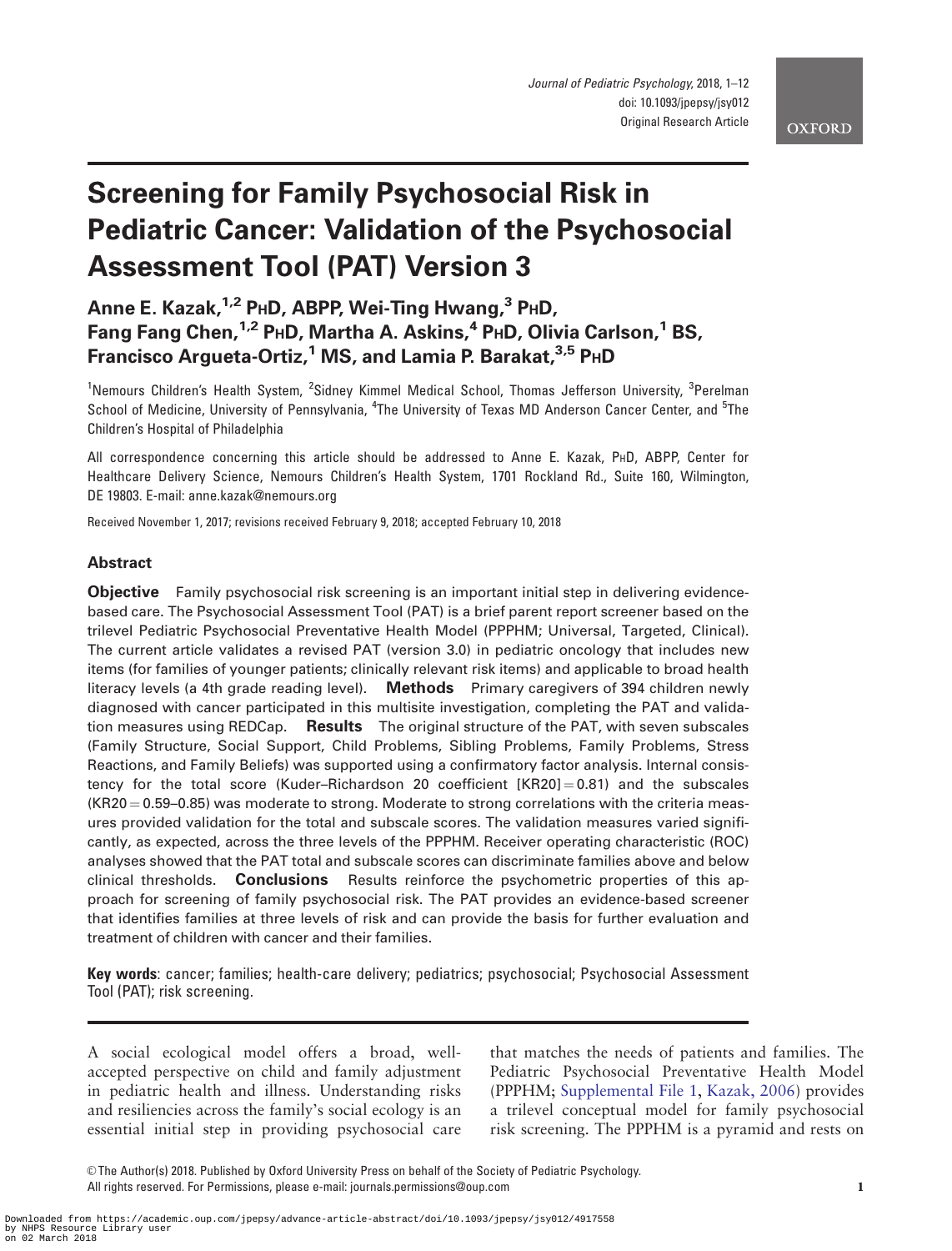# Screening for Family Psychosocial Risk in Pediatric Cancer: Validation of the Psychosocial Assessment Tool (PAT) Version 3

**Anne E. Kazak,[1,2] PhD, ABPP, Wei-Ting Hwang,[3] PhD, Fang Fang Chen,[1,2] PhD, Martha A. Askins,[4] PhD, Olivia Carlson,[1] BS, Francisco Argueta-Ortiz,[1] MS, and Lamia P. Barakat,[3,5] PhD**

[1]Nemours Children's Health System, [2]Sidney Kimmel Medical School, Thomas Jefferson University, [3]Perelman School of Medicine, University of Pennsylvania, [4]The University of Texas MD Anderson Cancer Center, and [5]The Children's Hospital of Philadelphia

All correspondence concerning this article should be addressed to Anne E. Kazak, PhD, ABPP, Center for Healthcare Delivery Science, Nemours Children's Health System, 1701 Rockland Rd., Suite 160, Wilmington, DE 19803. E-mail: anne.kazak@nemours.org

Received November 1, 2017; revisions received February 9, 2018; accepted February 10, 2018

## Abstract

**Objective** Family psychosocial risk screening is an important initial step in delivering evidence-based care. The Psychosocial Assessment Tool (PAT) is a brief parent report screener based on the trilevel Pediatric Psychosocial Preventative Health Model (PPPHM; Universal, Targeted, Clinical). The current article validates a revised PAT (version 3.0) in pediatric oncology that includes new items (for families of younger patients; clinically relevant risk items) and applicable to broad health literacy levels (a 4th grade reading level). **Methods** Primary caregivers of 394 children newly diagnosed with cancer participated in this multisite investigation, completing the PAT and validation measures using REDCap. **Results** The original structure of the PAT, with seven subscales (Family Structure, Social Support, Child Problems, Sibling Problems, Family Problems, Stress Reactions, and Family Beliefs) was supported using a confirmatory factor analysis. Internal consistency for the total score (Kuder–Richardson 20 coefficient [KR20] = 0.81) and the subscales (KR20 = 0.59–0.85) was moderate to strong. Moderate to strong correlations with the criteria measures provided validation for the total and subscale scores. The validation measures varied significantly, as expected, across the three levels of the PPPHM. Receiver operating characteristic (ROC) analyses showed that the PAT total and subscale scores can discriminate families above and below clinical thresholds. **Conclusions** Results reinforce the psychometric properties of this approach for screening of family psychosocial risk. The PAT provides an evidence-based screener that identifies families at three levels of risk and can provide the basis for further evaluation and treatment of children with cancer and their families.

**Key words**: cancer; families; health-care delivery; pediatrics; psychosocial; Psychosocial Assessment Tool (PAT); risk screening.

A social ecological model offers a broad, well-accepted perspective on child and family adjustment in pediatric health and illness. Understanding risks and resiliencies across the family's social ecology is an essential initial step in providing psychosocial care that matches the needs of patients and families. The Pediatric Psychosocial Preventative Health Model (PPPHM; Supplemental File 1, Kazak, 2006) provides a trilevel conceptual model for family psychosocial risk screening. The PPPHM is a pyramid and rests on

© The Author(s) 2018. Published by Oxford University Press on behalf of the Society of Pediatric Psychology. All rights reserved. For Permissions, please e-mail: journals.permissions@oup.com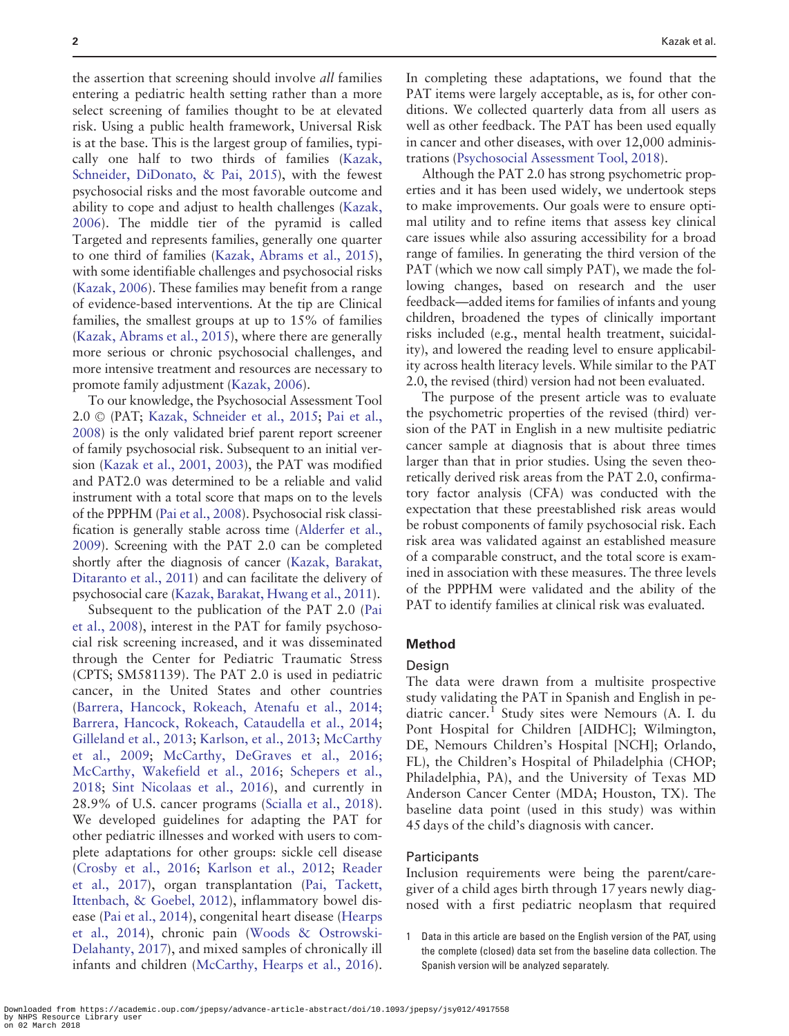the assertion that screening should involve *all* families entering a pediatric health setting rather than a more select screening of families thought to be at elevated risk. Using a public health framework, Universal Risk is at the base. This is the largest group of families, typically one half to two thirds of families (Kazak, Schneider, DiDonato, & Pai, 2015), with the fewest psychosocial risks and the most favorable outcome and ability to cope and adjust to health challenges (Kazak, 2006). The middle tier of the pyramid is called Targeted and represents families, generally one quarter to one third of families (Kazak, Abrams et al., 2015), with some identifiable challenges and psychosocial risks (Kazak, 2006). These families may benefit from a range of evidence-based interventions. At the tip are Clinical families, the smallest groups at up to 15% of families (Kazak, Abrams et al., 2015), where there are generally more serious or chronic psychosocial challenges, and more intensive treatment and resources are necessary to promote family adjustment (Kazak, 2006).

To our knowledge, the Psychosocial Assessment Tool 2.0 © (PAT; Kazak, Schneider et al., 2015; Pai et al., 2008) is the only validated brief parent report screener of family psychosocial risk. Subsequent to an initial version (Kazak et al., 2001, 2003), the PAT was modified and PAT2.0 was determined to be a reliable and valid instrument with a total score that maps on to the levels of the PPPHM (Pai et al., 2008). Psychosocial risk classification is generally stable across time (Alderfer et al., 2009). Screening with the PAT 2.0 can be completed shortly after the diagnosis of cancer (Kazak, Barakat, Ditaranto et al., 2011) and can facilitate the delivery of psychosocial care (Kazak, Barakat, Hwang et al., 2011).

Subsequent to the publication of the PAT 2.0 (Pai et al., 2008), interest in the PAT for family psychosocial risk screening increased, and it was disseminated through the Center for Pediatric Traumatic Stress (CPTS; SM581139). The PAT 2.0 is used in pediatric cancer, in the United States and other countries (Barrera, Hancock, Rokeach, Atenafu et al., 2014; Barrera, Hancock, Rokeach, Cataudella et al., 2014; Gilleland et al., 2013; Karlson, et al., 2013; McCarthy et al., 2009; McCarthy, DeGraves et al., 2016; McCarthy, Wakefield et al., 2016; Schepers et al., 2018; Sint Nicolaas et al., 2016), and currently in 28.9% of U.S. cancer programs (Scialla et al., 2018). We developed guidelines for adapting the PAT for other pediatric illnesses and worked with users to complete adaptations for other groups: sickle cell disease (Crosby et al., 2016; Karlson et al., 2012; Reader et al., 2017), organ transplantation (Pai, Tackett, Ittenbach, & Goebel, 2012), inflammatory bowel disease (Pai et al., 2014), congenital heart disease (Hearps et al., 2014), chronic pain (Woods & Ostrowski-Delahanty, 2017), and mixed samples of chronically ill infants and children (McCarthy, Hearps et al., 2016). In completing these adaptations, we found that the PAT items were largely acceptable, as is, for other conditions. We collected quarterly data from all users as well as other feedback. The PAT has been used equally in cancer and other diseases, with over 12,000 administrations (Psychosocial Assessment Tool, 2018).

Although the PAT 2.0 has strong psychometric properties and it has been used widely, we undertook steps to make improvements. Our goals were to ensure optimal utility and to refine items that assess key clinical care issues while also assuring accessibility for a broad range of families. In generating the third version of the PAT (which we now call simply PAT), we made the following changes, based on research and the user feedback—added items for families of infants and young children, broadened the types of clinically important risks included (e.g., mental health treatment, suicidality), and lowered the reading level to ensure applicability across health literacy levels. While similar to the PAT 2.0, the revised (third) version had not been evaluated.

The purpose of the present article was to evaluate the psychometric properties of the revised (third) version of the PAT in English in a new multisite pediatric cancer sample at diagnosis that is about three times larger than that in prior studies. Using the seven theoretically derived risk areas from the PAT 2.0, confirmatory factor analysis (CFA) was conducted with the expectation that these preestablished risk areas would be robust components of family psychosocial risk. Each risk area was validated against an established measure of a comparable construct, and the total score is examined in association with these measures. The three levels of the PPPHM were validated and the ability of the PAT to identify families at clinical risk was evaluated.

## Method

### Design

The data were drawn from a multisite prospective study validating the PAT in Spanish and English in pediatric cancer.[1] Study sites were Nemours (A. I. du Pont Hospital for Children [AIDHC]; Wilmington, DE, Nemours Children's Hospital [NCH]; Orlando, FL), the Children's Hospital of Philadelphia (CHOP; Philadelphia, PA), and the University of Texas MD Anderson Cancer Center (MDA; Houston, TX). The baseline data point (used in this study) was within 45 days of the child's diagnosis with cancer.

### Participants

Inclusion requirements were being the parent/caregiver of a child ages birth through 17 years newly diagnosed with a first pediatric neoplasm that required

1 Data in this article are based on the English version of the PAT, using the complete (closed) data set from the baseline data collection. The Spanish version will be analyzed separately.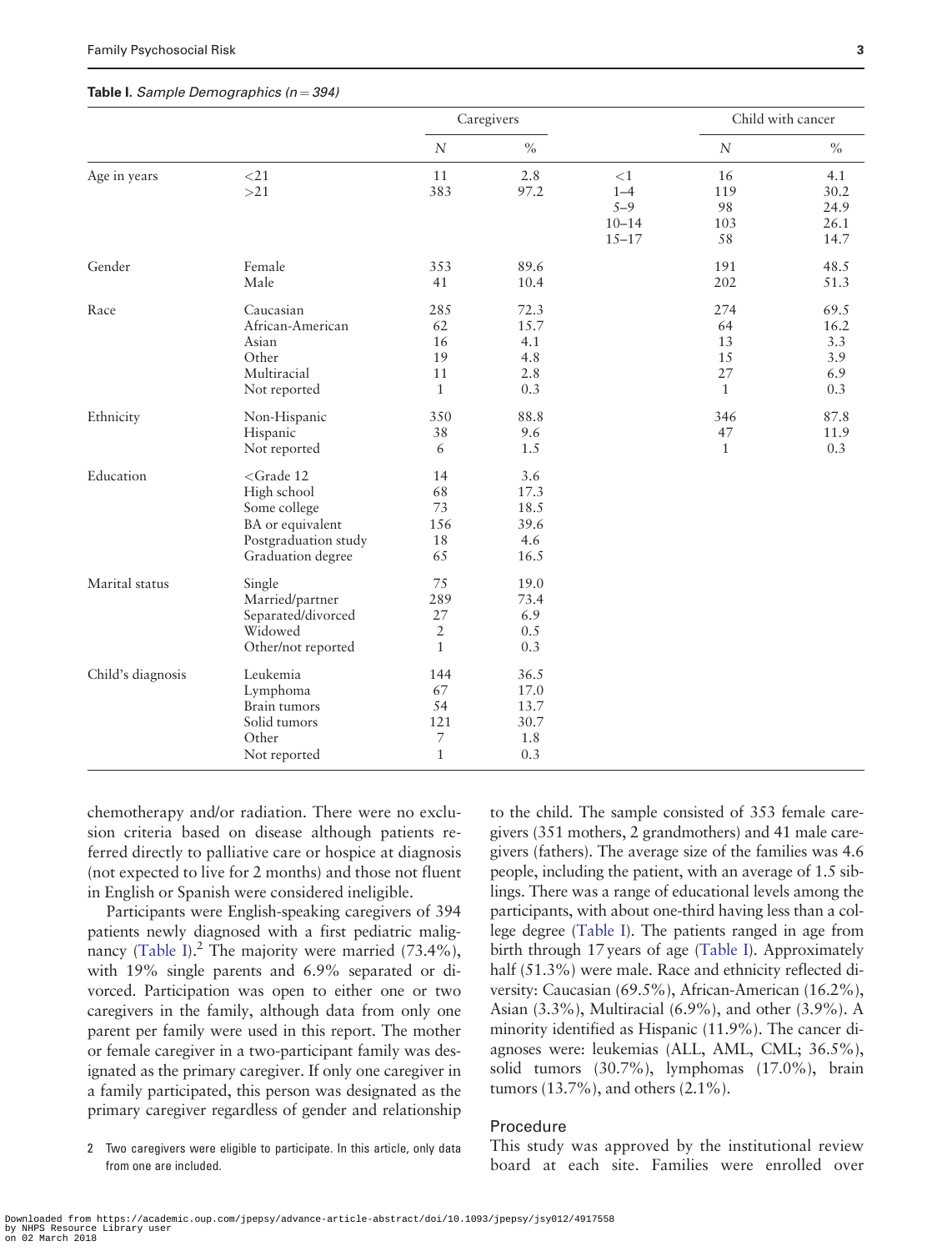**Table I.** *Sample Demographics (n = 394)*

| | | Caregivers | | | Child with cancer | |
|---|---|---|---|---|---|---|
| | | *N* | % | | *N* | % |
| Age in years | <21 | 11 | 2.8 | <1 | 16 | 4.1 |
| | >21 | 383 | 97.2 | 1–4 | 119 | 30.2 |
| | | | | 5–9 | 98 | 24.9 |
| | | | | 10–14 | 103 | 26.1 |
| | | | | 15–17 | 58 | 14.7 |
| Gender | Female | 353 | 89.6 | | 191 | 48.5 |
| | Male | 41 | 10.4 | | 202 | 51.3 |
| Race | Caucasian | 285 | 72.3 | | 274 | 69.5 |
| | African-American | 62 | 15.7 | | 64 | 16.2 |
| | Asian | 16 | 4.1 | | 13 | 3.3 |
| | Other | 19 | 4.8 | | 15 | 3.9 |
| | Multiracial | 11 | 2.8 | | 27 | 6.9 |
| | Not reported | 1 | 0.3 | | 1 | 0.3 |
| Ethnicity | Non-Hispanic | 350 | 88.8 | | 346 | 87.8 |
| | Hispanic | 38 | 9.6 | | 47 | 11.9 |
| | Not reported | 6 | 1.5 | | 1 | 0.3 |
| Education | <Grade 12 | 14 | 3.6 | | | |
| | High school | 68 | 17.3 | | | |
| | Some college | 73 | 18.5 | | | |
| | BA or equivalent | 156 | 39.6 | | | |
| | Postgraduation study | 18 | 4.6 | | | |
| | Graduation degree | 65 | 16.5 | | | |
| Marital status | Single | 75 | 19.0 | | | |
| | Married/partner | 289 | 73.4 | | | |
| | Separated/divorced | 27 | 6.9 | | | |
| | Widowed | 2 | 0.5 | | | |
| | Other/not reported | 1 | 0.3 | | | |
| Child's diagnosis | Leukemia | 144 | 36.5 | | | |
| | Lymphoma | 67 | 17.0 | | | |
| | Brain tumors | 54 | 13.7 | | | |
| | Solid tumors | 121 | 30.7 | | | |
| | Other | 7 | 1.8 | | | |
| | Not reported | 1 | 0.3 | | | |

chemotherapy and/or radiation. There were no exclusion criteria based on disease although patients referred directly to palliative care or hospice at diagnosis (not expected to live for 2 months) and those not fluent in English or Spanish were considered ineligible.

Participants were English-speaking caregivers of 394 patients newly diagnosed with a first pediatric malignancy (Table I).[2] The majority were married (73.4%), with 19% single parents and 6.9% separated or divorced. Participation was open to either one or two caregivers in the family, although data from only one parent per family were used in this report. The mother or female caregiver in a two-participant family was designated as the primary caregiver. If only one caregiver in a family participated, this person was designated as the primary caregiver regardless of gender and relationship to the child. The sample consisted of 353 female caregivers (351 mothers, 2 grandmothers) and 41 male caregivers (fathers). The average size of the families was 4.6 people, including the patient, with an average of 1.5 siblings. There was a range of educational levels among the participants, with about one-third having less than a college degree (Table I). The patients ranged in age from birth through 17 years of age (Table I). Approximately half (51.3%) were male. Race and ethnicity reflected diversity: Caucasian (69.5%), African-American (16.2%), Asian (3.3%), Multiracial (6.9%), and other (3.9%). A minority identified as Hispanic (11.9%). The cancer diagnoses were: leukemias (ALL, AML, CML; 36.5%), solid tumors (30.7%), lymphomas (17.0%), brain tumors (13.7%), and others (2.1%).

[2] Two caregivers were eligible to participate. In this article, only data from one are included.

## Procedure

This study was approved by the institutional review board at each site. Families were enrolled over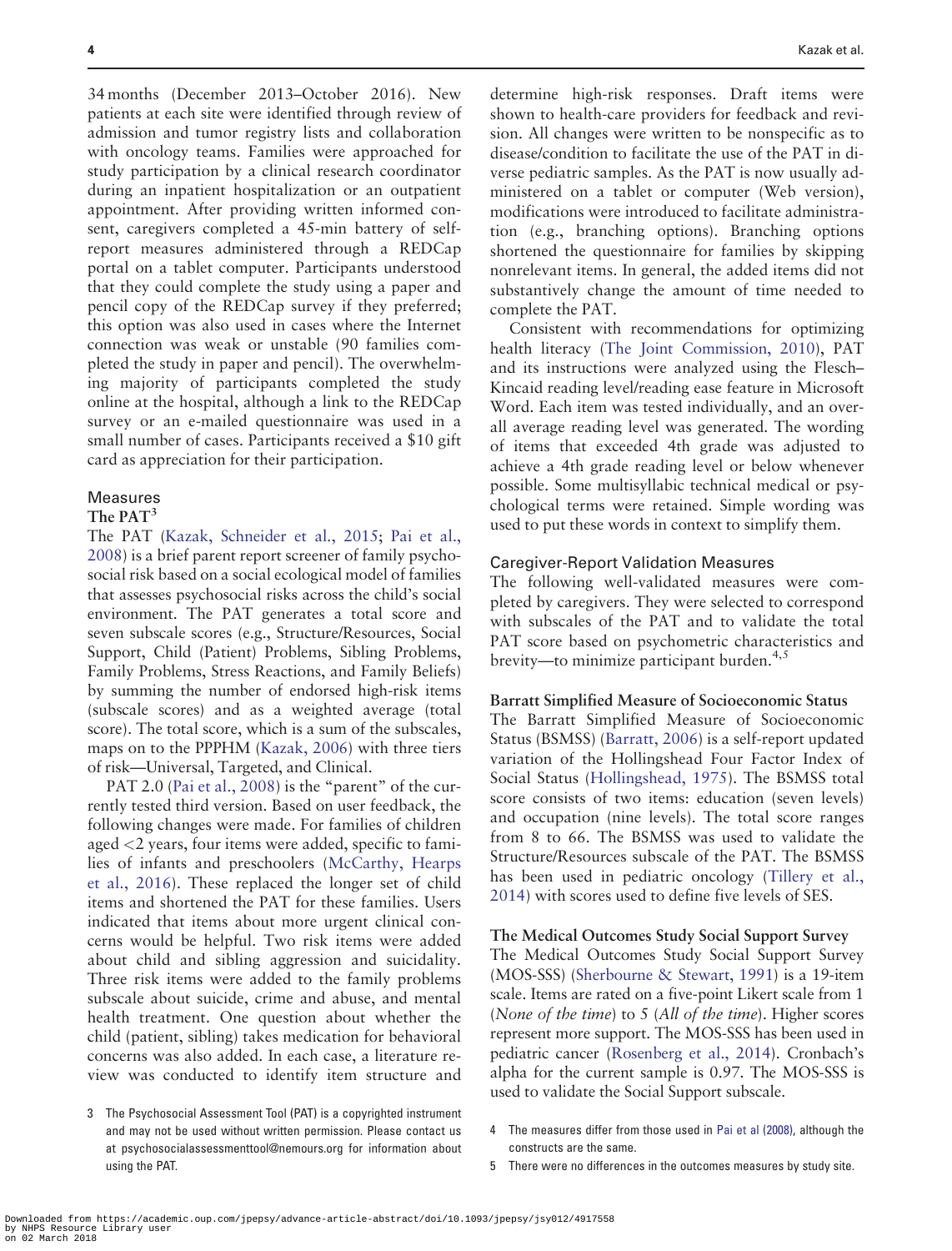34 months (December 2013–October 2016). New patients at each site were identified through review of admission and tumor registry lists and collaboration with oncology teams. Families were approached for study participation by a clinical research coordinator during an inpatient hospitalization or an outpatient appointment. After providing written informed consent, caregivers completed a 45-min battery of self-report measures administered through a REDCap portal on a tablet computer. Participants understood that they could complete the study using a paper and pencil copy of the REDCap survey if they preferred; this option was also used in cases where the Internet connection was weak or unstable (90 families completed the study in paper and pencil). The overwhelming majority of participants completed the study online at the hospital, although a link to the REDCap survey or an e-mailed questionnaire was used in a small number of cases. Participants received a $10 gift card as appreciation for their participation.

## Measures

### The PAT[3]

The PAT (Kazak, Schneider et al., 2015; Pai et al., 2008) is a brief parent report screener of family psychosocial risk based on a social ecological model of families that assesses psychosocial risks across the child's social environment. The PAT generates a total score and seven subscale scores (e.g., Structure/Resources, Social Support, Child (Patient) Problems, Sibling Problems, Family Problems, Stress Reactions, and Family Beliefs) by summing the number of endorsed high-risk items (subscale scores) and as a weighted average (total score). The total score, which is a sum of the subscales, maps on to the PPPHM (Kazak, 2006) with three tiers of risk—Universal, Targeted, and Clinical.

PAT 2.0 (Pai et al., 2008) is the "parent" of the currently tested third version. Based on user feedback, the following changes were made. For families of children aged <2 years, four items were added, specific to families of infants and preschoolers (McCarthy, Hearps et al., 2016). These replaced the longer set of child items and shortened the PAT for these families. Users indicated that items about more urgent clinical concerns would be helpful. Two risk items were added about child and sibling aggression and suicidality. Three risk items were added to the family problems subscale about suicide, crime and abuse, and mental health treatment. One question about whether the child (patient, sibling) takes medication for behavioral concerns was also added. In each case, a literature review was conducted to identify item structure and determine high-risk responses. Draft items were shown to health-care providers for feedback and revision. All changes were written to be nonspecific as to disease/condition to facilitate the use of the PAT in diverse pediatric samples. As the PAT is now usually administered on a tablet or computer (Web version), modifications were introduced to facilitate administration (e.g., branching options). Branching options shortened the questionnaire for families by skipping nonrelevant items. In general, the added items did not substantively change the amount of time needed to complete the PAT.

Consistent with recommendations for optimizing health literacy (The Joint Commission, 2010), PAT and its instructions were analyzed using the Flesch–Kincaid reading level/reading ease feature in Microsoft Word. Each item was tested individually, and an overall average reading level was generated. The wording of items that exceeded 4th grade was adjusted to achieve a 4th grade reading level or below whenever possible. Some multisyllabic technical medical or psychological terms were retained. Simple wording was used to put these words in context to simplify them.

## Caregiver-Report Validation Measures

The following well-validated measures were completed by caregivers. They were selected to correspond with subscales of the PAT and to validate the total PAT score based on psychometric characteristics and brevity—to minimize participant burden.[4,5]

### Barratt Simplified Measure of Socioeconomic Status

The Barratt Simplified Measure of Socioeconomic Status (BSMSS) (Barratt, 2006) is a self-report updated variation of the Hollingshead Four Factor Index of Social Status (Hollingshead, 1975). The BSMSS total score consists of two items: education (seven levels) and occupation (nine levels). The total score ranges from 8 to 66. The BSMSS was used to validate the Structure/Resources subscale of the PAT. The BSMSS has been used in pediatric oncology (Tillery et al., 2014) with scores used to define five levels of SES.

### The Medical Outcomes Study Social Support Survey

The Medical Outcomes Study Social Support Survey (MOS-SSS) (Sherbourne & Stewart, 1991) is a 19-item scale. Items are rated on a five-point Likert scale from 1 (*None of the time*) to 5 (*All of the time*). Higher scores represent more support. The MOS-SSS has been used in pediatric cancer (Rosenberg et al., 2014). Cronbach's alpha for the current sample is 0.97. The MOS-SSS is used to validate the Social Support subscale.

---

3 The Psychosocial Assessment Tool (PAT) is a copyrighted instrument and may not be used without written permission. Please contact us at psychosocialassessmenttool@nemours.org for information about using the PAT.

4 The measures differ from those used in Pai et al (2008), although the constructs are the same.

5 There were no differences in the outcomes measures by study site.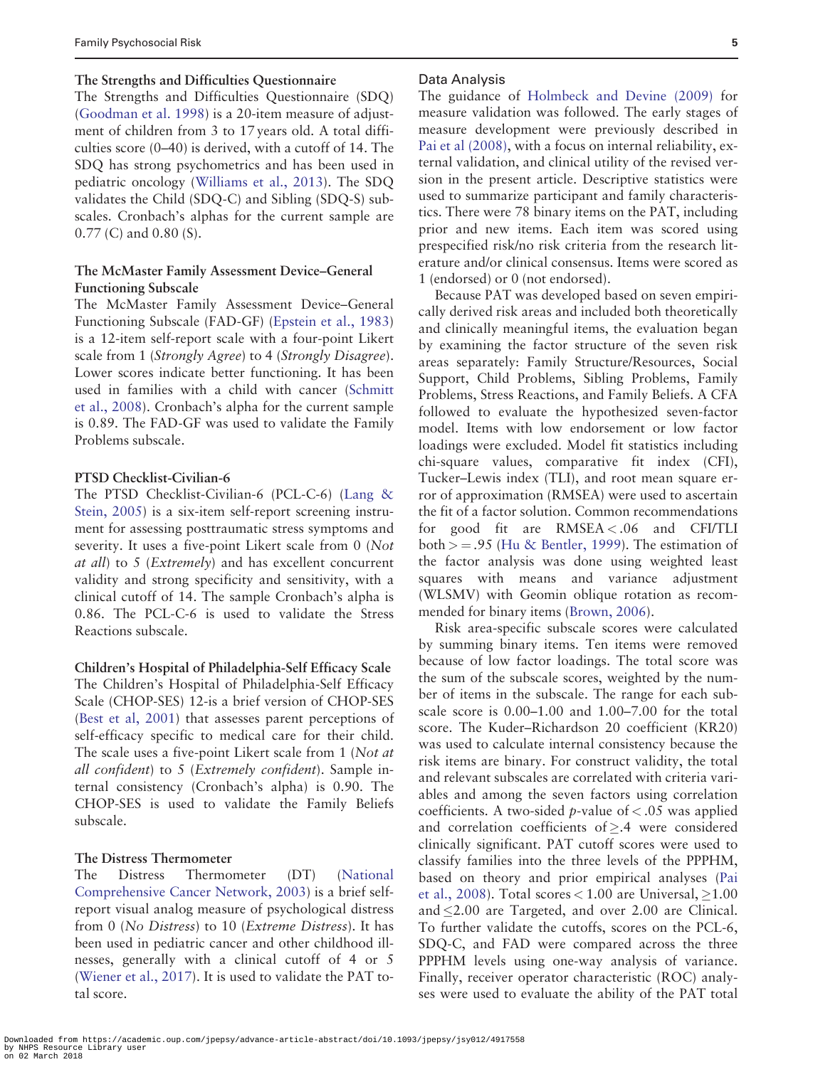### The Strengths and Difficulties Questionnaire

The Strengths and Difficulties Questionnaire (SDQ) (Goodman et al. 1998) is a 20-item measure of adjustment of children from 3 to 17 years old. A total difficulties score (0–40) is derived, with a cutoff of 14. The SDQ has strong psychometrics and has been used in pediatric oncology (Williams et al., 2013). The SDQ validates the Child (SDQ-C) and Sibling (SDQ-S) subscales. Cronbach's alphas for the current sample are 0.77 (C) and 0.80 (S).

### The McMaster Family Assessment Device–General Functioning Subscale

The McMaster Family Assessment Device–General Functioning Subscale (FAD-GF) (Epstein et al., 1983) is a 12-item self-report scale with a four-point Likert scale from 1 (*Strongly Agree*) to 4 (*Strongly Disagree*). Lower scores indicate better functioning. It has been used in families with a child with cancer (Schmitt et al., 2008). Cronbach's alpha for the current sample is 0.89. The FAD-GF was used to validate the Family Problems subscale.

### PTSD Checklist-Civilian-6

The PTSD Checklist-Civilian-6 (PCL-C-6) (Lang & Stein, 2005) is a six-item self-report screening instrument for assessing posttraumatic stress symptoms and severity. It uses a five-point Likert scale from 0 (*Not at all*) to 5 (*Extremely*) and has excellent concurrent validity and strong specificity and sensitivity, with a clinical cutoff of 14. The sample Cronbach's alpha is 0.86. The PCL-C-6 is used to validate the Stress Reactions subscale.

### Children's Hospital of Philadelphia-Self Efficacy Scale

The Children's Hospital of Philadelphia-Self Efficacy Scale (CHOP-SES) 12-is a brief version of CHOP-SES (Best et al, 2001) that assesses parent perceptions of self-efficacy specific to medical care for their child. The scale uses a five-point Likert scale from 1 (*Not at all confident*) to 5 (*Extremely confident*). Sample internal consistency (Cronbach's alpha) is 0.90. The CHOP-SES is used to validate the Family Beliefs subscale.

### The Distress Thermometer

The Distress Thermometer (DT) (National Comprehensive Cancer Network, 2003) is a brief self-report visual analog measure of psychological distress from 0 (*No Distress*) to 10 (*Extreme Distress*). It has been used in pediatric cancer and other childhood illnesses, generally with a clinical cutoff of 4 or 5 (Wiener et al., 2017). It is used to validate the PAT total score.

## Data Analysis

The guidance of Holmbeck and Devine (2009) for measure validation was followed. The early stages of measure development were previously described in Pai et al (2008), with a focus on internal reliability, external validation, and clinical utility of the revised version in the present article. Descriptive statistics were used to summarize participant and family characteristics. There were 78 binary items on the PAT, including prior and new items. Each item was scored using prespecified risk/no risk criteria from the research literature and/or clinical consensus. Items were scored as 1 (endorsed) or 0 (not endorsed).

Because PAT was developed based on seven empirically derived risk areas and included both theoretically and clinically meaningful items, the evaluation began by examining the factor structure of the seven risk areas separately: Family Structure/Resources, Social Support, Child Problems, Sibling Problems, Family Problems, Stress Reactions, and Family Beliefs. A CFA followed to evaluate the hypothesized seven-factor model. Items with low endorsement or low factor loadings were excluded. Model fit statistics including chi-square values, comparative fit index (CFI), Tucker–Lewis index (TLI), and root mean square error of approximation (RMSEA) were used to ascertain the fit of a factor solution. Common recommendations for good fit are RMSEA $< .06$ and CFI/TLI both $>= .95$ (Hu & Bentler, 1999). The estimation of the factor analysis was done using weighted least squares with means and variance adjustment (WLSMV) with Geomin oblique rotation as recommended for binary items (Brown, 2006).

Risk area-specific subscale scores were calculated by summing binary items. Ten items were removed because of low factor loadings. The total score was the sum of the subscale scores, weighted by the number of items in the subscale. The range for each subscale score is 0.00–1.00 and 1.00–7.00 for the total score. The Kuder–Richardson 20 coefficient (KR20) was used to calculate internal consistency because the risk items are binary. For construct validity, the total and relevant subscales are correlated with criteria variables and among the seven factors using correlation coefficients. A two-sided $p$-value of $< .05$ was applied and correlation coefficients of $\geq .4$ were considered clinically significant. PAT cutoff scores were used to classify families into the three levels of the PPPHM, based on theory and prior empirical analyses (Pai et al., 2008). Total scores $< 1.00$ are Universal, $\geq 1.00$ and $\leq 2.00$ are Targeted, and over 2.00 are Clinical. To further validate the cutoffs, scores on the PCL-6, SDQ-C, and FAD were compared across the three PPPHM levels using one-way analysis of variance. Finally, receiver operator characteristic (ROC) analyses were used to evaluate the ability of the PAT total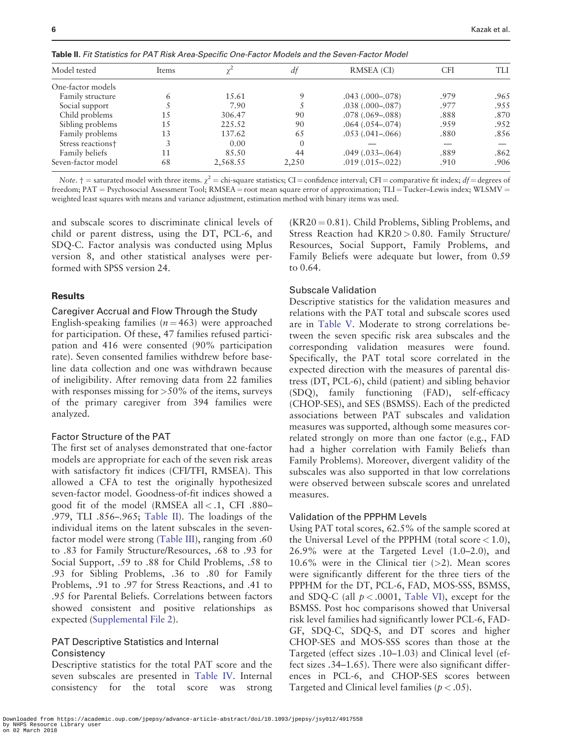**Table II.** *Fit Statistics for PAT Risk Area-Specific One-Factor Models and the Seven-Factor Model*

| Model tested | Items | $\chi^2$ | *df* | RMSEA (CI) | CFI | TLI |
|---|---|---|---|---|---|---|
| One-factor models | | | | | | |
| Family structure | 6 | 15.61 | 9 | .043 (.000–.078) | .979 | .965 |
| Social support | 5 | 7.90 | 5 | .038 (.000–.087) | .977 | .955 |
| Child problems | 15 | 306.47 | 90 | .078 (.069–.088) | .888 | .870 |
| Sibling problems | 15 | 225.52 | 90 | .064 (.054–.074) | .959 | .952 |
| Family problems | 13 | 137.62 | 65 | .053 (.041–.066) | .880 | .856 |
| Stress reactions† | 3 | 0.00 | 0 | — | — | — |
| Family beliefs | 11 | 85.50 | 44 | .049 (.033–.064) | .889 | .862 |
| Seven-factor model | 68 | 2,568.55 | 2,250 | .019 (.015–.022) | .910 | .906 |

*Note*. † = saturated model with three items. $\chi^2$ = chi-square statistics; CI = confidence interval; CFI = comparative fit index; *df* = degrees of freedom; PAT = Psychosocial Assessment Tool; RMSEA = root mean square error of approximation; TLI = Tucker–Lewis index; WLSMV = weighted least squares with means and variance adjustment, estimation method with binary items was used.

and subscale scores to discriminate clinical levels of child or parent distress, using the DT, PCL-6, and SDQ-C. Factor analysis was conducted using Mplus version 8, and other statistical analyses were performed with SPSS version 24.

## Results

### Caregiver Accrual and Flow Through the Study

English-speaking families ($n = 463$) were approached for participation. Of these, 47 families refused participation and 416 were consented (90% participation rate). Seven consented families withdrew before baseline data collection and one was withdrawn because of ineligibility. After removing data from 22 families with responses missing for >50% of the items, surveys of the primary caregiver from 394 families were analyzed.

### Factor Structure of the PAT

The first set of analyses demonstrated that one-factor models are appropriate for each of the seven risk areas with satisfactory fit indices (CFI/TFI, RMSEA). This allowed a CFA to test the originally hypothesized seven-factor model. Goodness-of-fit indices showed a good fit of the model (RMSEA all < .1, CFI .880–.979, TLI .856–.965; Table II). The loadings of the individual items on the latent subscales in the seven-factor model were strong (Table III), ranging from .60 to .83 for Family Structure/Resources, .68 to .93 for Social Support, .59 to .88 for Child Problems, .58 to .93 for Sibling Problems, .36 to .80 for Family Problems, .91 to .97 for Stress Reactions, and .41 to .95 for Parental Beliefs. Correlations between factors showed consistent and positive relationships as expected (Supplemental File 2).

### PAT Descriptive Statistics and Internal Consistency

Descriptive statistics for the total PAT score and the seven subscales are presented in Table IV. Internal consistency for the total score was strong (KR20 = 0.81). Child Problems, Sibling Problems, and Stress Reaction had KR20 > 0.80. Family Structure/Resources, Social Support, Family Problems, and Family Beliefs were adequate but lower, from 0.59 to 0.64.

### Subscale Validation

Descriptive statistics for the validation measures and relations with the PAT total and subscale scores used are in Table V. Moderate to strong correlations between the seven specific risk area subscales and the corresponding validation measures were found. Specifically, the PAT total score correlated in the expected direction with the measures of parental distress (DT, PCL-6), child (patient) and sibling behavior (SDQ), family functioning (FAD), self-efficacy (CHOP-SES), and SES (BSMSS). Each of the predicted associations between PAT subscales and validation measures was supported, although some measures correlated strongly on more than one factor (e.g., FAD had a higher correlation with Family Beliefs than Family Problems). Moreover, divergent validity of the subscales was also supported in that low correlations were observed between subscale scores and unrelated measures.

### Validation of the PPPHM Levels

Using PAT total scores, 62.5% of the sample scored at the Universal Level of the PPPHM (total score < 1.0), 26.9% were at the Targeted Level (1.0–2.0), and 10.6% were in the Clinical tier (>2). Mean scores were significantly different for the three tiers of the PPPHM for the DT, PCL-6, FAD, MOS-SSS, BSMSS, and SDQ-C (all $p < .0001$, Table VI), except for the BSMSS. Post hoc comparisons showed that Universal risk level families had significantly lower PCL-6, FAD-GF, SDQ-C, SDQ-S, and DT scores and higher CHOP-SES and MOS-SSS scores than those at the Targeted (effect sizes .10–1.03) and Clinical level (effect sizes .34–1.65). There were also significant differences in PCL-6, and CHOP-SES scores between Targeted and Clinical level families ($p < .05$).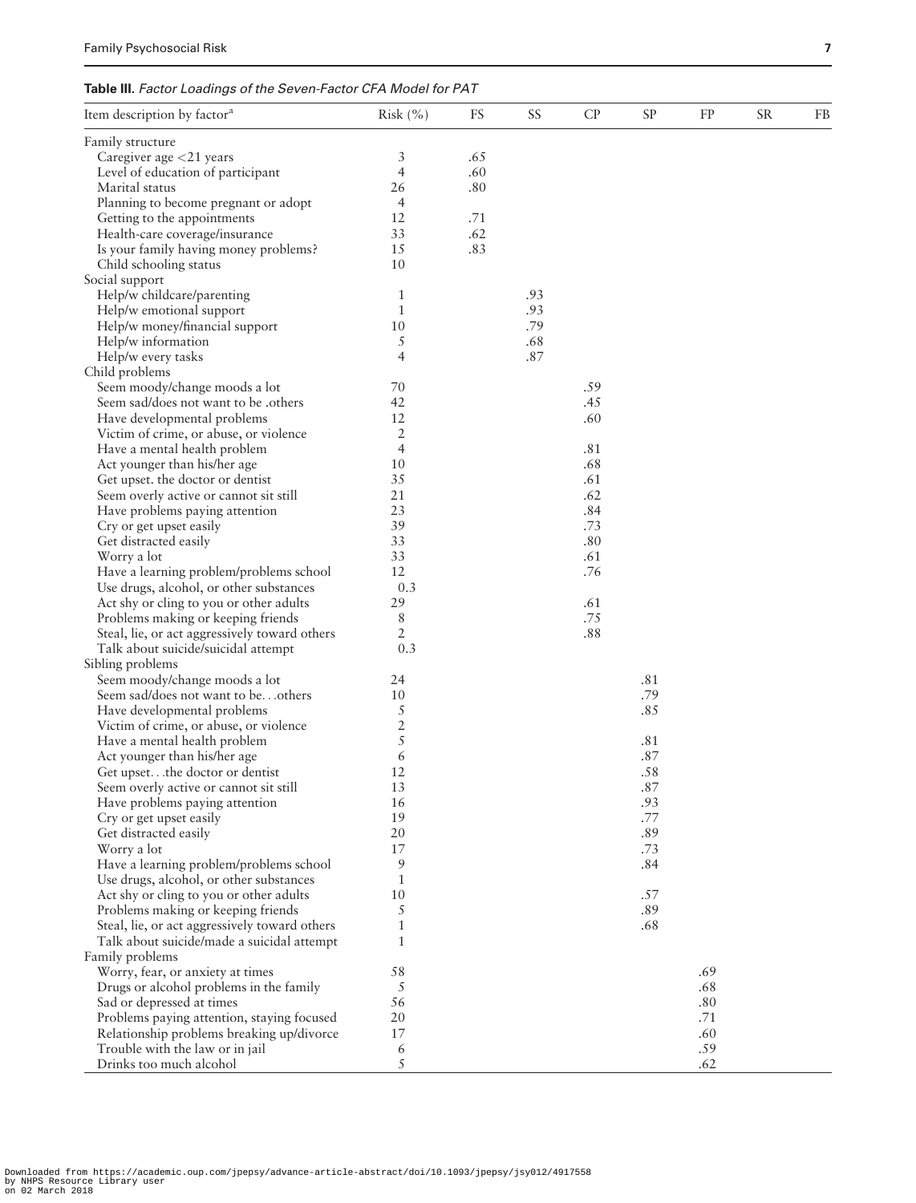**Table III.** *Factor Loadings of the Seven-Factor CFA Model for PAT*

| Item description by factor[a] | Risk (%) | FS | SS | CP | SP | FP | SR | FB |
|---|---|---|---|---|---|---|---|---|
| Family structure | | | | | | | | |
| Caregiver age <21 years | 3 | .65 | | | | | | |
| Level of education of participant | 4 | .60 | | | | | | |
| Marital status | 26 | .80 | | | | | | |
| Planning to become pregnant or adopt | 4 | | | | | | | |
| Getting to the appointments | 12 | .71 | | | | | | |
| Health-care coverage/insurance | 33 | .62 | | | | | | |
| Is your family having money problems? | 15 | .83 | | | | | | |
| Child schooling status | 10 | | | | | | | |
| Social support | | | | | | | | |
| Help/w childcare/parenting | 1 | | .93 | | | | | |
| Help/w emotional support | 1 | | .93 | | | | | |
| Help/w money/financial support | 10 | | .79 | | | | | |
| Help/w information | 5 | | .68 | | | | | |
| Help/w every tasks | 4 | | .87 | | | | | |
| Child problems | | | | | | | | |
| Seem moody/change moods a lot | 70 | | | .59 | | | | |
| Seem sad/does not want to be .others | 42 | | | .45 | | | | |
| Have developmental problems | 12 | | | .60 | | | | |
| Victim of crime, or abuse, or violence | 2 | | | | | | | |
| Have a mental health problem | 4 | | | .81 | | | | |
| Act younger than his/her age | 10 | | | .68 | | | | |
| Get upset. the doctor or dentist | 35 | | | .61 | | | | |
| Seem overly active or cannot sit still | 21 | | | .62 | | | | |
| Have problems paying attention | 23 | | | .84 | | | | |
| Cry or get upset easily | 39 | | | .73 | | | | |
| Get distracted easily | 33 | | | .80 | | | | |
| Worry a lot | 33 | | | .61 | | | | |
| Have a learning problem/problems school | 12 | | | .76 | | | | |
| Use drugs, alcohol, or other substances | 0.3 | | | | | | | |
| Act shy or cling to you or other adults | 29 | | | .61 | | | | |
| Problems making or keeping friends | 8 | | | .75 | | | | |
| Steal, lie, or act aggressively toward others | 2 | | | .88 | | | | |
| Talk about suicide/suicidal attempt | 0.3 | | | | | | | |
| Sibling problems | | | | | | | | |
| Seem moody/change moods a lot | 24 | | | | .81 | | | |
| Seem sad/does not want to be. . .others | 10 | | | | .79 | | | |
| Have developmental problems | 5 | | | | .85 | | | |
| Victim of crime, or abuse, or violence | 2 | | | | | | | |
| Have a mental health problem | 5 | | | | .81 | | | |
| Act younger than his/her age | 6 | | | | .87 | | | |
| Get upset. . .the doctor or dentist | 12 | | | | .58 | | | |
| Seem overly active or cannot sit still | 13 | | | | .87 | | | |
| Have problems paying attention | 16 | | | | .93 | | | |
| Cry or get upset easily | 19 | | | | .77 | | | |
| Get distracted easily | 20 | | | | .89 | | | |
| Worry a lot | 17 | | | | .73 | | | |
| Have a learning problem/problems school | 9 | | | | .84 | | | |
| Use drugs, alcohol, or other substances | 1 | | | | | | | |
| Act shy or cling to you or other adults | 10 | | | | .57 | | | |
| Problems making or keeping friends | 5 | | | | .89 | | | |
| Steal, lie, or act aggressively toward others | 1 | | | | .68 | | | |
| Talk about suicide/made a suicidal attempt | 1 | | | | | | | |
| Family problems | | | | | | | | |
| Worry, fear, or anxiety at times | 58 | | | | | .69 | | |
| Drugs or alcohol problems in the family | 5 | | | | | .68 | | |
| Sad or depressed at times | 56 | | | | | .80 | | |
| Problems paying attention, staying focused | 20 | | | | | .71 | | |
| Relationship problems breaking up/divorce | 17 | | | | | .60 | | |
| Trouble with the law or in jail | 6 | | | | | .59 | | |
| Drinks too much alcohol | 5 | | | | | .62 | | |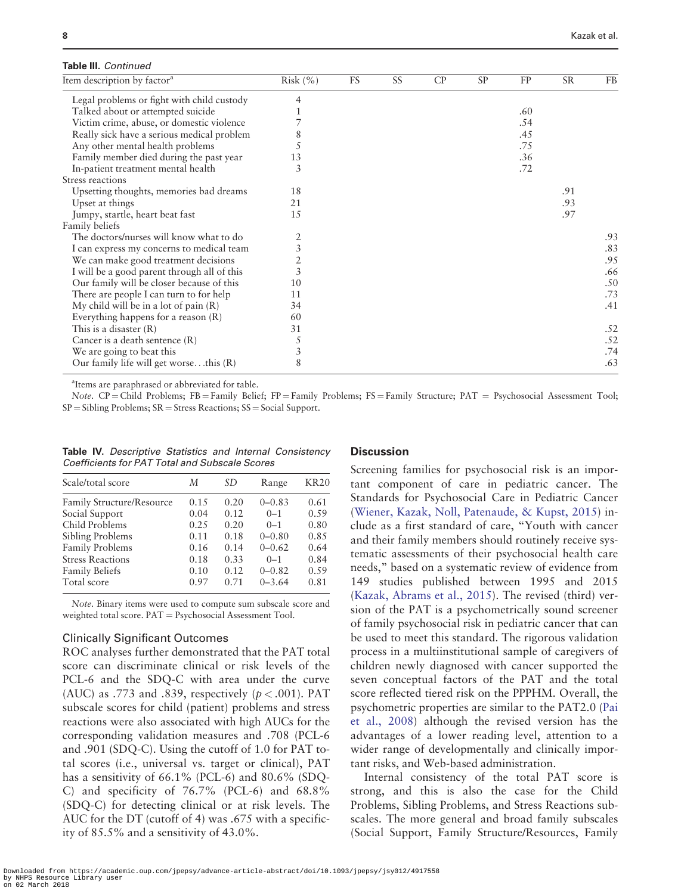**Table III.** *Continued*

| Item description by factor[a] | Risk (%) | FS | SS | CP | SP | FP | SR | FB |
|---|---|---|---|---|---|---|---|---|
| Legal problems or fight with child custody | 4 | | | | | | | |
| Talked about or attempted suicide | 1 | | | | | .60 | | |
| Victim crime, abuse, or domestic violence | 7 | | | | | .54 | | |
| Really sick have a serious medical problem | 8 | | | | | .45 | | |
| Any other mental health problems | 5 | | | | | .75 | | |
| Family member died during the past year | 13 | | | | | .36 | | |
| In-patient treatment mental health | 3 | | | | | .72 | | |
| Stress reactions | | | | | | | | |
| Upsetting thoughts, memories bad dreams | 18 | | | | | | .91 | |
| Upset at things | 21 | | | | | | .93 | |
| Jumpy, startle, heart beat fast | 15 | | | | | | .97 | |
| Family beliefs | | | | | | | | |
| The doctors/nurses will know what to do | 2 | | | | | | | .93 |
| I can express my concerns to medical team | 3 | | | | | | | .83 |
| We can make good treatment decisions | 2 | | | | | | | .95 |
| I will be a good parent through all of this | 3 | | | | | | | .66 |
| Our family will be closer because of this | 10 | | | | | | | .50 |
| There are people I can turn to for help | 11 | | | | | | | .73 |
| My child will be in a lot of pain (R) | 34 | | | | | | | .41 |
| Everything happens for a reason (R) | 60 | | | | | | | |
| This is a disaster (R) | 31 | | | | | | | .52 |
| Cancer is a death sentence (R) | 5 | | | | | | | .52 |
| We are going to beat this | 3 | | | | | | | .74 |
| Our family life will get worse…this (R) | 8 | | | | | | | .63 |

[a]Items are paraphrased or abbreviated for table.

*Note*. CP = Child Problems; FB = Family Belief; FP = Family Problems; FS = Family Structure; PAT = Psychosocial Assessment Tool; SP = Sibling Problems; SR = Stress Reactions; SS = Social Support.

**Table IV.** *Descriptive Statistics and Internal Consistency Coefficients for PAT Total and Subscale Scores*

| Scale/total score | *M* | *SD* | Range | KR20 |
|---|---|---|---|---|
| Family Structure/Resource | 0.15 | 0.20 | 0–0.83 | 0.61 |
| Social Support | 0.04 | 0.12 | 0–1 | 0.59 |
| Child Problems | 0.25 | 0.20 | 0–1 | 0.80 |
| Sibling Problems | 0.11 | 0.18 | 0–0.80 | 0.85 |
| Family Problems | 0.16 | 0.14 | 0–0.62 | 0.64 |
| Stress Reactions | 0.18 | 0.33 | 0–1 | 0.84 |
| Family Beliefs | 0.10 | 0.12 | 0–0.82 | 0.59 |
| Total score | 0.97 | 0.71 | 0–3.64 | 0.81 |

*Note*. Binary items were used to compute sum subscale score and weighted total score. PAT = Psychosocial Assessment Tool.

### Clinically Significant Outcomes

ROC analyses further demonstrated that the PAT total score can discriminate clinical or risk levels of the PCL-6 and the SDQ-C with area under the curve (AUC) as .773 and .839, respectively ($p < .001$). PAT subscale scores for child (patient) problems and stress reactions were also associated with high AUCs for the corresponding validation measures and .708 (PCL-6 and .901 (SDQ-C). Using the cutoff of 1.0 for PAT total scores (i.e., universal vs. target or clinical), PAT has a sensitivity of 66.1% (PCL-6) and 80.6% (SDQ-C) and specificity of 76.7% (PCL-6) and 68.8% (SDQ-C) for detecting clinical or at risk levels. The AUC for the DT (cutoff of 4) was .675 with a specificity of 85.5% and a sensitivity of 43.0%.

## Discussion

Screening families for psychosocial risk is an important component of care in pediatric cancer. The Standards for Psychosocial Care in Pediatric Cancer (Wiener, Kazak, Noll, Patenaude, & Kupst, 2015) include as a first standard of care, "Youth with cancer and their family members should routinely receive systematic assessments of their psychosocial health care needs," based on a systematic review of evidence from 149 studies published between 1995 and 2015 (Kazak, Abrams et al., 2015). The revised (third) version of the PAT is a psychometrically sound screener of family psychosocial risk in pediatric cancer that can be used to meet this standard. The rigorous validation process in a multiinstitutional sample of caregivers of children newly diagnosed with cancer supported the seven conceptual factors of the PAT and the total score reflected tiered risk on the PPPHM. Overall, the psychometric properties are similar to the PAT2.0 (Pai et al., 2008) although the revised version has the advantages of a lower reading level, attention to a wider range of developmentally and clinically important risks, and Web-based administration.

Internal consistency of the total PAT score is strong, and this is also the case for the Child Problems, Sibling Problems, and Stress Reactions subscales. The more general and broad family subscales (Social Support, Family Structure/Resources, Family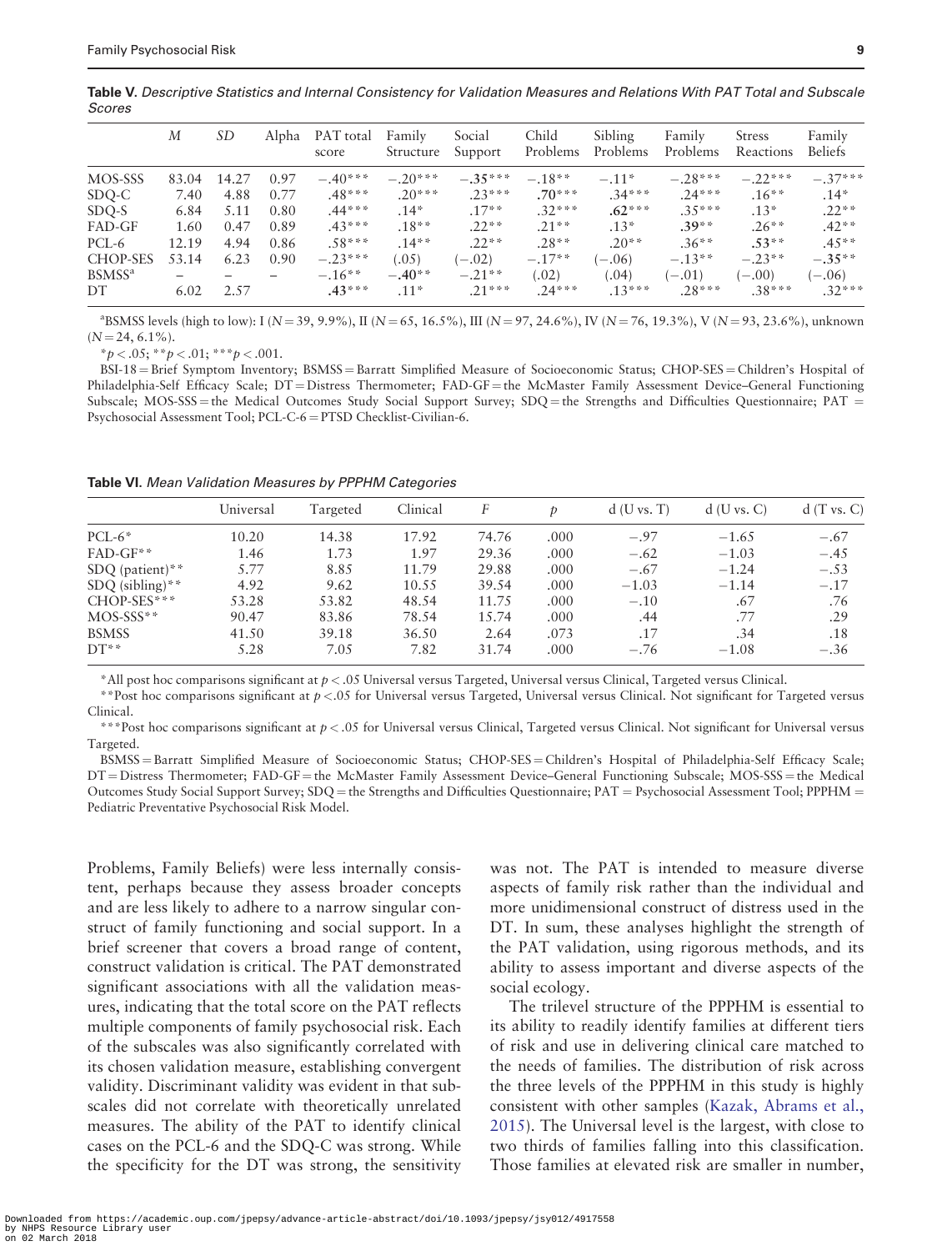**Table V.** *Descriptive Statistics and Internal Consistency for Validation Measures and Relations With PAT Total and Subscale Scores*

| | *M* | *SD* | Alpha | PAT total score | Family Structure | Social Support | Child Problems | Sibling Problems | Family Problems | Stress Reactions | Family Beliefs |
|---|---|---|---|---|---|---|---|---|---|---|---|
| MOS-SSS | 83.04 | 14.27 | 0.97 | −.40*** | −.20*** | **−.35***** | −.18** | −.11* | −.28*** | −.22*** | −.37*** |
| SDQ-C | 7.40 | 4.88 | 0.77 | .48*** | .20*** | .23*** | **.70***** | .34*** | .24*** | .16** | .14* |
| SDQ-S | 6.84 | 5.11 | 0.80 | .44*** | .14* | .17** | .32*** | **.62***** | .35*** | .13* | .22** |
| FAD-GF | 1.60 | 0.47 | 0.89 | .43*** | .18** | .22** | .21** | .13* | **.39**** | .26** | .42** |
| PCL-6 | 12.19 | 4.94 | 0.86 | .58*** | .14** | .22** | .28** | .20** | .36** | **.53**** | .45** |
| CHOP-SES | 53.14 | 6.23 | 0.90 | −.23*** | (.05) | (−.02) | −.17** | (−.06) | −.13** | −.23** | **−.35**** |
| BSMSS[a] | – | – | – | −.16** | **−.40**** | −.21** | (.02) | (.04) | (−.01) | (−.00) | (−.06) |
| DT | 6.02 | 2.57 | | **.43***** | .11* | .21*** | .24*** | .13*** | .28*** | .38*** | .32*** |

[a]BSMSS levels (high to low): I (*N* = 39, 9.9%), II (*N* = 65, 16.5%), III (*N* = 97, 24.6%), IV (*N* = 76, 19.3%), V (*N* = 93, 23.6%), unknown (*N* = 24, 6.1%).

*$p < .05$; **$p < .01$; ***$p < .001$.

BSI-18 = Brief Symptom Inventory; BSMSS = Barratt Simplified Measure of Socioeconomic Status; CHOP-SES = Children's Hospital of Philadelphia-Self Efficacy Scale; DT = Distress Thermometer; FAD-GF = the McMaster Family Assessment Device–General Functioning Subscale; MOS-SSS = the Medical Outcomes Study Social Support Survey; SDQ = the Strengths and Difficulties Questionnaire; PAT = Psychosocial Assessment Tool; PCL-C-6 = PTSD Checklist-Civilian-6.

**Table VI.** *Mean Validation Measures by PPPHM Categories*

| | Universal | Targeted | Clinical | *F* | *p* | d (U vs. T) | d (U vs. C) | d (T vs. C) |
|---|---|---|---|---|---|---|---|---|
| PCL-6* | 10.20 | 14.38 | 17.92 | 74.76 | .000 | −.97 | −1.65 | −.67 |
| FAD-GF** | 1.46 | 1.73 | 1.97 | 29.36 | .000 | −.62 | −1.03 | −.45 |
| SDQ (patient)** | 5.77 | 8.85 | 11.79 | 29.88 | .000 | −.67 | −1.24 | −.53 |
| SDQ (sibling)** | 4.92 | 9.62 | 10.55 | 39.54 | .000 | −1.03 | −1.14 | −.17 |
| CHOP-SES*** | 53.28 | 53.82 | 48.54 | 11.75 | .000 | −.10 | .67 | .76 |
| MOS-SSS** | 90.47 | 83.86 | 78.54 | 15.74 | .000 | .44 | .77 | .29 |
| BSMSS | 41.50 | 39.18 | 36.50 | 2.64 | .073 | .17 | .34 | .18 |
| DT** | 5.28 | 7.05 | 7.82 | 31.74 | .000 | −.76 | −1.08 | −.36 |

*All post hoc comparisons significant at $p < .05$ Universal versus Targeted, Universal versus Clinical, Targeted versus Clinical.

**Post hoc comparisons significant at $p < .05$ for Universal versus Targeted, Universal versus Clinical. Not significant for Targeted versus Clinical.

***Post hoc comparisons significant at $p < .05$ for Universal versus Clinical, Targeted versus Clinical. Not significant for Universal versus Targeted.

BSMSS = Barratt Simplified Measure of Socioeconomic Status; CHOP-SES = Children's Hospital of Philadelphia-Self Efficacy Scale; DT = Distress Thermometer; FAD-GF = the McMaster Family Assessment Device–General Functioning Subscale; MOS-SSS = the Medical Outcomes Study Social Support Survey; SDQ = the Strengths and Difficulties Questionnaire; PAT = Psychosocial Assessment Tool; PPPHM = Pediatric Preventative Psychosocial Risk Model.

Problems, Family Beliefs) were less internally consistent, perhaps because they assess broader concepts and are less likely to adhere to a narrow singular construct of family functioning and social support. In a brief screener that covers a broad range of content, construct validation is critical. The PAT demonstrated significant associations with all the validation measures, indicating that the total score on the PAT reflects multiple components of family psychosocial risk. Each of the subscales was also significantly correlated with its chosen validation measure, establishing convergent validity. Discriminant validity was evident in that subscales did not correlate with theoretically unrelated measures. The ability of the PAT to identify clinical cases on the PCL-6 and the SDQ-C was strong. While the specificity for the DT was strong, the sensitivity was not. The PAT is intended to measure diverse aspects of family risk rather than the individual and more unidimensional construct of distress used in the DT. In sum, these analyses highlight the strength of the PAT validation, using rigorous methods, and its ability to assess important and diverse aspects of the social ecology.

The trilevel structure of the PPPHM is essential to its ability to readily identify families at different tiers of risk and use in delivering clinical care matched to the needs of families. The distribution of risk across the three levels of the PPPHM in this study is highly consistent with other samples (Kazak, Abrams et al., 2015). The Universal level is the largest, with close to two thirds of families falling into this classification. Those families at elevated risk are smaller in number,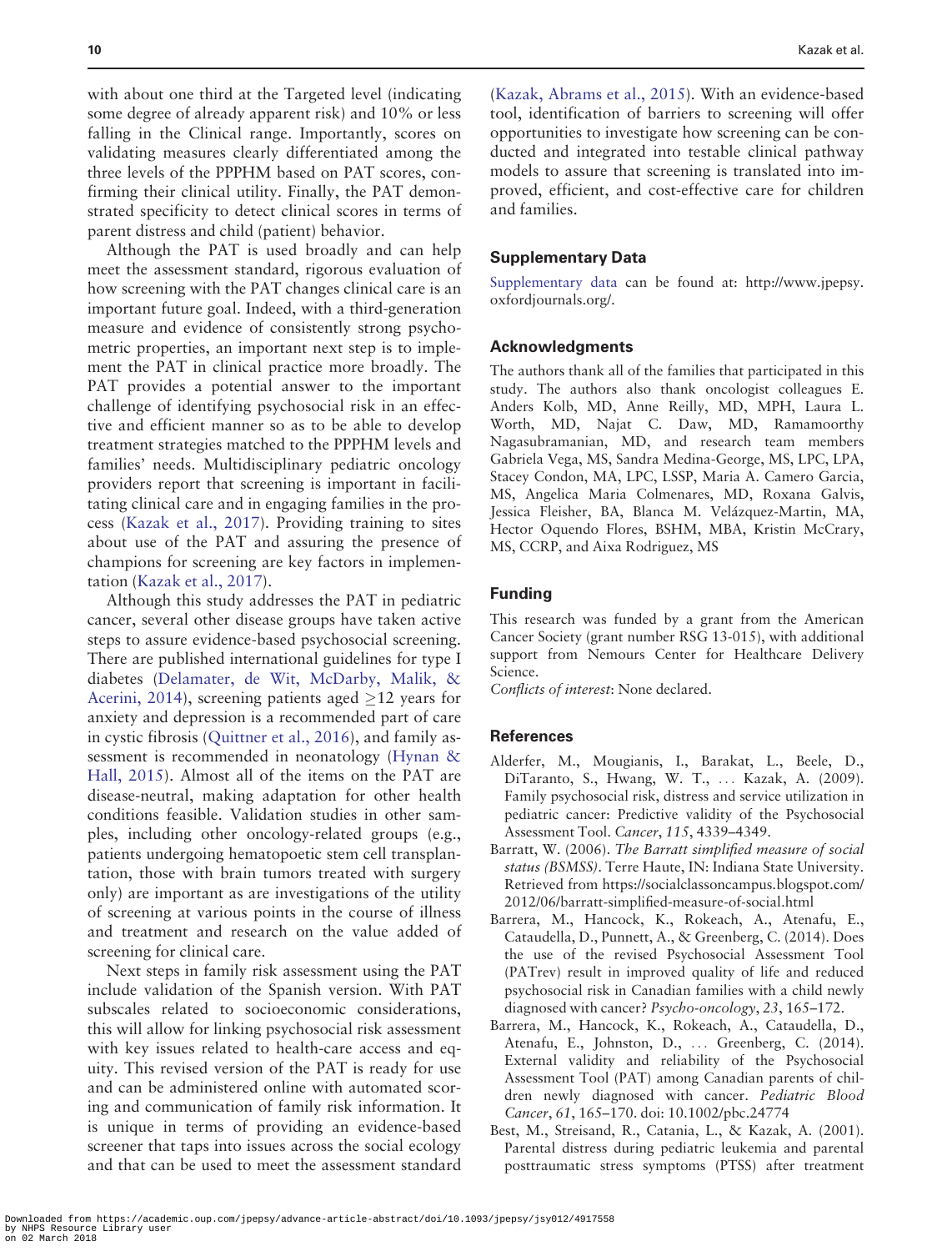with about one third at the Targeted level (indicating some degree of already apparent risk) and 10% or less falling in the Clinical range. Importantly, scores on validating measures clearly differentiated among the three levels of the PPPHM based on PAT scores, confirming their clinical utility. Finally, the PAT demonstrated specificity to detect clinical scores in terms of parent distress and child (patient) behavior.

Although the PAT is used broadly and can help meet the assessment standard, rigorous evaluation of how screening with the PAT changes clinical care is an important future goal. Indeed, with a third-generation measure and evidence of consistently strong psychometric properties, an important next step is to implement the PAT in clinical practice more broadly. The PAT provides a potential answer to the important challenge of identifying psychosocial risk in an effective and efficient manner so as to be able to develop treatment strategies matched to the PPPHM levels and families' needs. Multidisciplinary pediatric oncology providers report that screening is important in facilitating clinical care and in engaging families in the process (Kazak et al., 2017). Providing training to sites about use of the PAT and assuring the presence of champions for screening are key factors in implementation (Kazak et al., 2017).

Although this study addresses the PAT in pediatric cancer, several other disease groups have taken active steps to assure evidence-based psychosocial screening. There are published international guidelines for type I diabetes (Delamater, de Wit, McDarby, Malik, & Acerini, 2014), screening patients aged ≥12 years for anxiety and depression is a recommended part of care in cystic fibrosis (Quittner et al., 2016), and family assessment is recommended in neonatology (Hynan & Hall, 2015). Almost all of the items on the PAT are disease-neutral, making adaptation for other health conditions feasible. Validation studies in other samples, including other oncology-related groups (e.g., patients undergoing hematopoetic stem cell transplantation, those with brain tumors treated with surgery only) are important as are investigations of the utility of screening at various points in the course of illness and treatment and research on the value added of screening for clinical care.

Next steps in family risk assessment using the PAT include validation of the Spanish version. With PAT subscales related to socioeconomic considerations, this will allow for linking psychosocial risk assessment with key issues related to health-care access and equity. This revised version of the PAT is ready for use and can be administered online with automated scoring and communication of family risk information. It is unique in terms of providing an evidence-based screener that taps into issues across the social ecology and that can be used to meet the assessment standard (Kazak, Abrams et al., 2015). With an evidence-based tool, identification of barriers to screening will offer opportunities to investigate how screening can be conducted and integrated into testable clinical pathway models to assure that screening is translated into improved, efficient, and cost-effective care for children and families.

## Supplementary Data

Supplementary data can be found at: http://www.jpepsy.oxfordjournals.org/.

## Acknowledgments

The authors thank all of the families that participated in this study. The authors also thank oncologist colleagues E. Anders Kolb, MD, Anne Reilly, MD, MPH, Laura L. Worth, MD, Najat C. Daw, MD, Ramamoorthy Nagasubramanian, MD, and research team members Gabriela Vega, MS, Sandra Medina-George, MS, LPC, LPA, Stacey Condon, MA, LPC, LSSP, Maria A. Camero Garcia, MS, Angelica Maria Colmenares, MD, Roxana Galvis, Jessica Fleisher, BA, Blanca M. Velázquez-Martin, MA, Hector Oquendo Flores, BSHM, MBA, Kristin McCrary, MS, CCRP, and Aixa Rodriguez, MS

## Funding

This research was funded by a grant from the American Cancer Society (grant number RSG 13-015), with additional support from Nemours Center for Healthcare Delivery Science.

*Conflicts of interest*: None declared.

## References

Alderfer, M., Mougianis, I., Barakat, L., Beele, D., DiTaranto, S., Hwang, W. T., ... Kazak, A. (2009). Family psychosocial risk, distress and service utilization in pediatric cancer: Predictive validity of the Psychosocial Assessment Tool. *Cancer*, *115*, 4339–4349.

Barratt, W. (2006). *The Barratt simplified measure of social status (BSMSS)*. Terre Haute, IN: Indiana State University. Retrieved from https://socialclassoncampus.blogspot.com/2012/06/barratt-simplified-measure-of-social.html

Barrera, M., Hancock, K., Rokeach, A., Atenafu, E., Cataudella, D., Punnett, A., & Greenberg, C. (2014). Does the use of the revised Psychosocial Assessment Tool (PATrev) result in improved quality of life and reduced psychosocial risk in Canadian families with a child newly diagnosed with cancer? *Psycho-oncology*, *23*, 165–172.

Barrera, M., Hancock, K., Rokeach, A., Cataudella, D., Atenafu, E., Johnston, D., ... Greenberg, C. (2014). External validity and reliability of the Psychosocial Assessment Tool (PAT) among Canadian parents of children newly diagnosed with cancer. *Pediatric Blood Cancer*, *61*, 165–170. doi: 10.1002/pbc.24774

Best, M., Streisand, R., Catania, L., & Kazak, A. (2001). Parental distress during pediatric leukemia and parental posttraumatic stress symptoms (PTSS) after treatment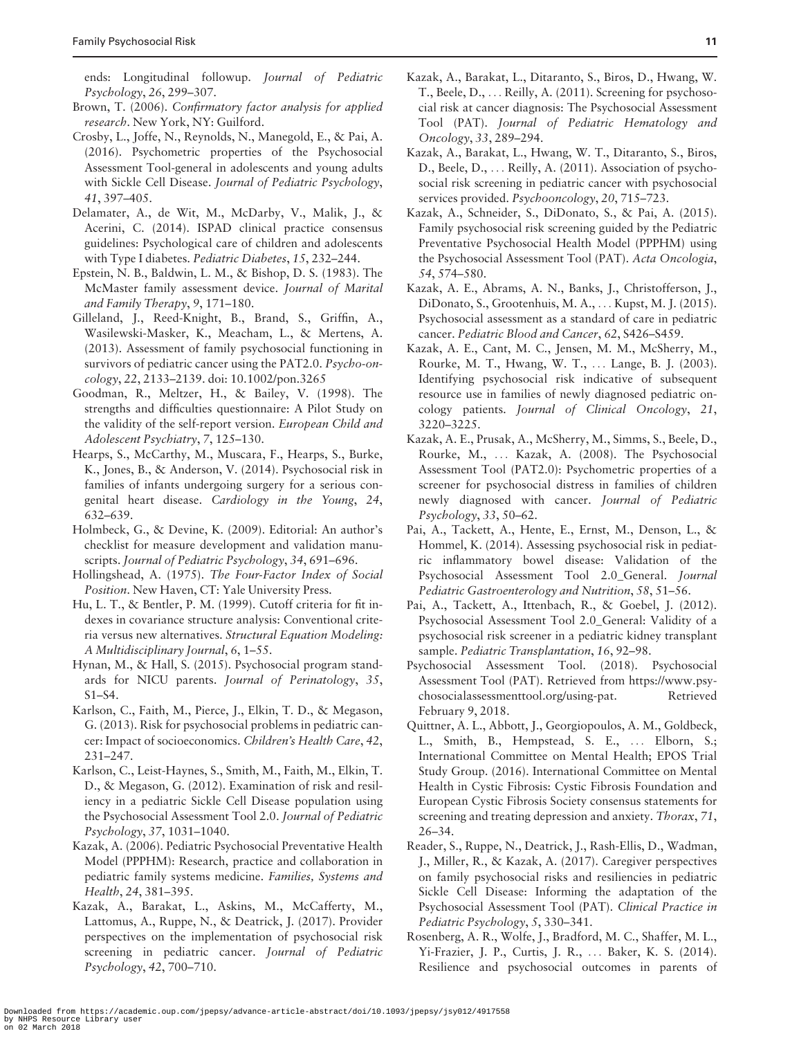ends: Longitudinal followup. *Journal of Pediatric Psychology*, *26*, 299–307.

Brown, T. (2006). *Confirmatory factor analysis for applied research*. New York, NY: Guilford.

Crosby, L., Joffe, N., Reynolds, N., Manegold, E., & Pai, A. (2016). Psychometric properties of the Psychosocial Assessment Tool-general in adolescents and young adults with Sickle Cell Disease. *Journal of Pediatric Psychology*, *41*, 397–405.

Delamater, A., de Wit, M., McDarby, V., Malik, J., & Acerini, C. (2014). ISPAD clinical practice consensus guidelines: Psychological care of children and adolescents with Type I diabetes. *Pediatric Diabetes*, *15*, 232–244.

Epstein, N. B., Baldwin, L. M., & Bishop, D. S. (1983). The McMaster family assessment device. *Journal of Marital and Family Therapy*, *9*, 171–180.

Gilleland, J., Reed-Knight, B., Brand, S., Griffin, A., Wasilewski-Masker, K., Meacham, L., & Mertens, A. (2013). Assessment of family psychosocial functioning in survivors of pediatric cancer using the PAT2.0. *Psycho-oncology*, *22*, 2133–2139. doi: 10.1002/pon.3265

Goodman, R., Meltzer, H., & Bailey, V. (1998). The strengths and difficulties questionnaire: A Pilot Study on the validity of the self-report version. *European Child and Adolescent Psychiatry*, *7*, 125–130.

Hearps, S., McCarthy, M., Muscara, F., Hearps, S., Burke, K., Jones, B., & Anderson, V. (2014). Psychosocial risk in families of infants undergoing surgery for a serious congenital heart disease. *Cardiology in the Young*, *24*, 632–639.

Holmbeck, G., & Devine, K. (2009). Editorial: An author's checklist for measure development and validation manuscripts. *Journal of Pediatric Psychology*, *34*, 691–696.

Hollingshead, A. (1975). *The Four-Factor Index of Social Position*. New Haven, CT: Yale University Press.

Hu, L. T., & Bentler, P. M. (1999). Cutoff criteria for fit indexes in covariance structure analysis: Conventional criteria versus new alternatives. *Structural Equation Modeling: A Multidisciplinary Journal*, *6*, 1–55.

Hynan, M., & Hall, S. (2015). Psychosocial program standards for NICU parents. *Journal of Perinatology*, *35*, S1–S4.

Karlson, C., Faith, M., Pierce, J., Elkin, T. D., & Megason, G. (2013). Risk for psychosocial problems in pediatric cancer: Impact of socioeconomics. *Children's Health Care*, *42*, 231–247.

Karlson, C., Leist-Haynes, S., Smith, M., Faith, M., Elkin, T. D., & Megason, G. (2012). Examination of risk and resiliency in a pediatric Sickle Cell Disease population using the Psychosocial Assessment Tool 2.0. *Journal of Pediatric Psychology*, *37*, 1031–1040.

Kazak, A. (2006). Pediatric Psychosocial Preventative Health Model (PPPHM): Research, practice and collaboration in pediatric family systems medicine. *Families, Systems and Health*, *24*, 381–395.

Kazak, A., Barakat, L., Askins, M., McCafferty, M., Lattomus, A., Ruppe, N., & Deatrick, J. (2017). Provider perspectives on the implementation of psychosocial risk screening in pediatric cancer. *Journal of Pediatric Psychology*, *42*, 700–710.

Kazak, A., Barakat, L., Ditaranto, S., Biros, D., Hwang, W. T., Beele, D., … Reilly, A. (2011). Screening for psychosocial risk at cancer diagnosis: The Psychosocial Assessment Tool (PAT). *Journal of Pediatric Hematology and Oncology*, *33*, 289–294.

Kazak, A., Barakat, L., Hwang, W. T., Ditaranto, S., Biros, D., Beele, D., … Reilly, A. (2011). Association of psychosocial risk screening in pediatric cancer with psychosocial services provided. *Psychooncology*, *20*, 715–723.

Kazak, A., Schneider, S., DiDonato, S., & Pai, A. (2015). Family psychosocial risk screening guided by the Pediatric Preventative Psychosocial Health Model (PPPHM) using the Psychosocial Assessment Tool (PAT). *Acta Oncologia*, *54*, 574–580.

Kazak, A. E., Abrams, A. N., Banks, J., Christofferson, J., DiDonato, S., Grootenhuis, M. A., … Kupst, M. J. (2015). Psychosocial assessment as a standard of care in pediatric cancer. *Pediatric Blood and Cancer*, *62*, S426–S459.

Kazak, A. E., Cant, M. C., Jensen, M. M., McSherry, M., Rourke, M. T., Hwang, W. T., … Lange, B. J. (2003). Identifying psychosocial risk indicative of subsequent resource use in families of newly diagnosed pediatric oncology patients. *Journal of Clinical Oncology*, *21*, 3220–3225.

Kazak, A. E., Prusak, A., McSherry, M., Simms, S., Beele, D., Rourke, M., … Kazak, A. (2008). The Psychosocial Assessment Tool (PAT2.0): Psychometric properties of a screener for psychosocial distress in families of children newly diagnosed with cancer. *Journal of Pediatric Psychology*, *33*, 50–62.

Pai, A., Tackett, A., Hente, E., Ernst, M., Denson, L., & Hommel, K. (2014). Assessing psychosocial risk in pediatric inflammatory bowel disease: Validation of the Psychosocial Assessment Tool 2.0_General. *Journal Pediatric Gastroenterology and Nutrition*, *58*, 51–56.

Pai, A., Tackett, A., Ittenbach, R., & Goebel, J. (2012). Psychosocial Assessment Tool 2.0_General: Validity of a psychosocial risk screener in a pediatric kidney transplant sample. *Pediatric Transplantation*, *16*, 92–98.

Psychosocial Assessment Tool. (2018). Psychosocial Assessment Tool (PAT). Retrieved from https://www.psychosocialassessmenttool.org/using-pat. Retrieved February 9, 2018.

Quittner, A. L., Abbott, J., Georgiopoulos, A. M., Goldbeck, L., Smith, B., Hempstead, S. E., … Elborn, S.; International Committee on Mental Health; EPOS Trial Study Group. (2016). International Committee on Mental Health in Cystic Fibrosis: Cystic Fibrosis Foundation and European Cystic Fibrosis Society consensus statements for screening and treating depression and anxiety. *Thorax*, *71*, 26–34.

Reader, S., Ruppe, N., Deatrick, J., Rash-Ellis, D., Wadman, J., Miller, R., & Kazak, A. (2017). Caregiver perspectives on family psychosocial risks and resiliencies in pediatric Sickle Cell Disease: Informing the adaptation of the Psychosocial Assessment Tool (PAT). *Clinical Practice in Pediatric Psychology*, *5*, 330–341.

Rosenberg, A. R., Wolfe, J., Bradford, M. C., Shaffer, M. L., Yi-Frazier, J. P., Curtis, J. R., … Baker, K. S. (2014). Resilience and psychosocial outcomes in parents of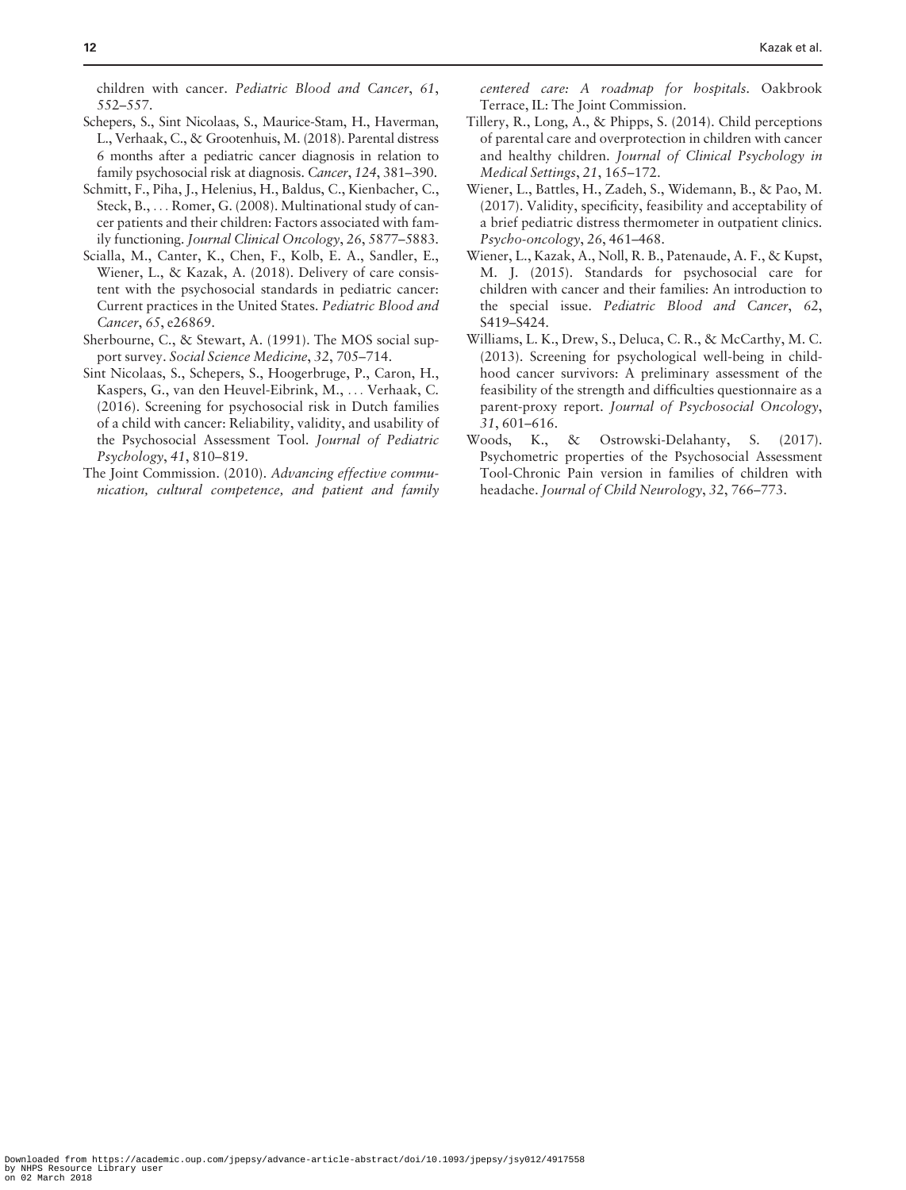children with cancer. *Pediatric Blood and Cancer*, *61*, 552–557.

Schepers, S., Sint Nicolaas, S., Maurice-Stam, H., Haverman, L., Verhaak, C., & Grootenhuis, M. (2018). Parental distress 6 months after a pediatric cancer diagnosis in relation to family psychosocial risk at diagnosis. *Cancer*, *124*, 381–390.

Schmitt, F., Piha, J., Helenius, H., Baldus, C., Kienbacher, C., Steck, B., . . . Romer, G. (2008). Multinational study of cancer patients and their children: Factors associated with family functioning. *Journal Clinical Oncology*, *26*, 5877–5883.

Scialla, M., Canter, K., Chen, F., Kolb, E. A., Sandler, E., Wiener, L., & Kazak, A. (2018). Delivery of care consistent with the psychosocial standards in pediatric cancer: Current practices in the United States. *Pediatric Blood and Cancer*, *65*, e26869.

Sherbourne, C., & Stewart, A. (1991). The MOS social support survey. *Social Science Medicine*, *32*, 705–714.

Sint Nicolaas, S., Schepers, S., Hoogerbruge, P., Caron, H., Kaspers, G., van den Heuvel-Eibrink, M., . . . Verhaak, C. (2016). Screening for psychosocial risk in Dutch families of a child with cancer: Reliability, validity, and usability of the Psychosocial Assessment Tool. *Journal of Pediatric Psychology*, *41*, 810–819.

The Joint Commission. (2010). *Advancing effective communication, cultural competence, and patient and family centered care: A roadmap for hospitals*. Oakbrook Terrace, IL: The Joint Commission.

Tillery, R., Long, A., & Phipps, S. (2014). Child perceptions of parental care and overprotection in children with cancer and healthy children. *Journal of Clinical Psychology in Medical Settings*, *21*, 165–172.

Wiener, L., Battles, H., Zadeh, S., Widemann, B., & Pao, M. (2017). Validity, specificity, feasibility and acceptability of a brief pediatric distress thermometer in outpatient clinics. *Psycho-oncology*, *26*, 461–468.

Wiener, L., Kazak, A., Noll, R. B., Patenaude, A. F., & Kupst, M. J. (2015). Standards for psychosocial care for children with cancer and their families: An introduction to the special issue. *Pediatric Blood and Cancer*, *62*, S419–S424.

Williams, L. K., Drew, S., Deluca, C. R., & McCarthy, M. C. (2013). Screening for psychological well-being in childhood cancer survivors: A preliminary assessment of the feasibility of the strength and difficulties questionnaire as a parent-proxy report. *Journal of Psychosocial Oncology*, *31*, 601–616.

Woods, K., & Ostrowski-Delahanty, S. (2017). Psychometric properties of the Psychosocial Assessment Tool-Chronic Pain version in families of children with headache. *Journal of Child Neurology*, *32*, 766–773.